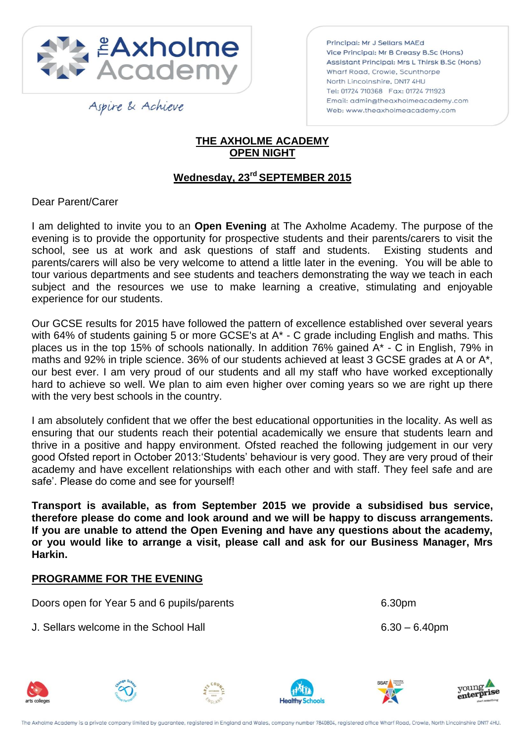**The Axholme Academy**

*Aspire & Achieve*

Principal: Mr J Sellars MAEd
Vice Principal: Mr B Creasy B.Sc (Hons)
Assistant Principal: Mrs L Thirsk B.Sc (Hons)
Wharf Road, Crowle, Scunthorpe
North Lincolnshire, DN17 4HU
Tel: 01724 710368 Fax: 01724 711923
Email: admin@theaxholmeacademy.com
Web: www.theaxholmeacademy.com

# THE AXHOLME ACADEMY OPEN NIGHT

## Wednesday, 23rd SEPTEMBER 2015

Dear Parent/Carer

I am delighted to invite you to an **Open Evening** at The Axholme Academy. The purpose of the evening is to provide the opportunity for prospective students and their parents/carers to visit the school, see us at work and ask questions of staff and students. Existing students and parents/carers will also be very welcome to attend a little later in the evening. You will be able to tour various departments and see students and teachers demonstrating the way we teach in each subject and the resources we use to make learning a creative, stimulating and enjoyable experience for our students.

Our GCSE results for 2015 have followed the pattern of excellence established over several years with 64% of students gaining 5 or more GCSE's at A* - C grade including English and maths. This places us in the top 15% of schools nationally. In addition 76% gained A* - C in English, 79% in maths and 92% in triple science. 36% of our students achieved at least 3 GCSE grades at A or A*, our best ever. I am very proud of our students and all my staff who have worked exceptionally hard to achieve so well. We plan to aim even higher over coming years so we are right up there with the very best schools in the country.

I am absolutely confident that we offer the best educational opportunities in the locality. As well as ensuring that our students reach their potential academically we ensure that students learn and thrive in a positive and happy environment. Ofsted reached the following judgement in our very good Ofsted report in October 2013:'Students' behaviour is very good. They are very proud of their academy and have excellent relationships with each other and with staff. They feel safe and are safe'. Please do come and see for yourself!

**Transport is available, as from September 2015 we provide a subsidised bus service, therefore please do come and look around and we will be happy to discuss arrangements. If you are unable to attend the Open Evening and have any questions about the academy, or you would like to arrange a visit, please call and ask for our Business Manager, Mrs Harkin.**

## PROGRAMME FOR THE EVENING

| | |
|---|---|
| Doors open for Year 5 and 6 pupils/parents | 6.30pm |
| J. Sellars welcome in the School Hall | 6.30 – 6.40pm |

The Axholme Academy is a private company limited by guarantee, registered in England and Wales, company number 7840804, registered office Wharf Road, Crowle, North Lincolnshire DN17 4HU.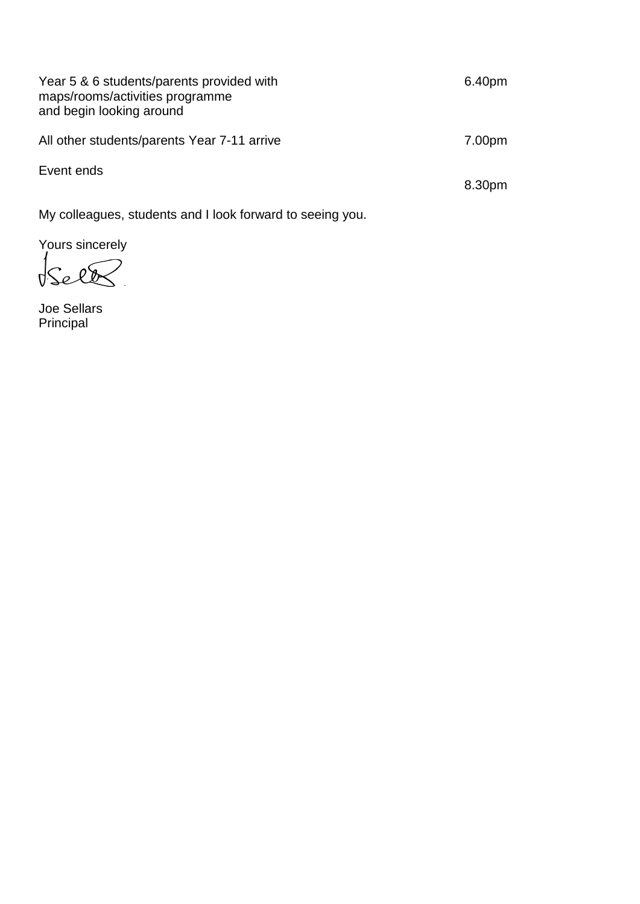| | |
|---|---|
| Year 5 & 6 students/parents provided with maps/rooms/activities programme and begin looking around | 6.40pm |
| All other students/parents Year 7-11 arrive | 7.00pm |
| Event ends | 8.30pm |

My colleagues, students and I look forward to seeing you.

Yours sincerely

Joe Sellars
Principal